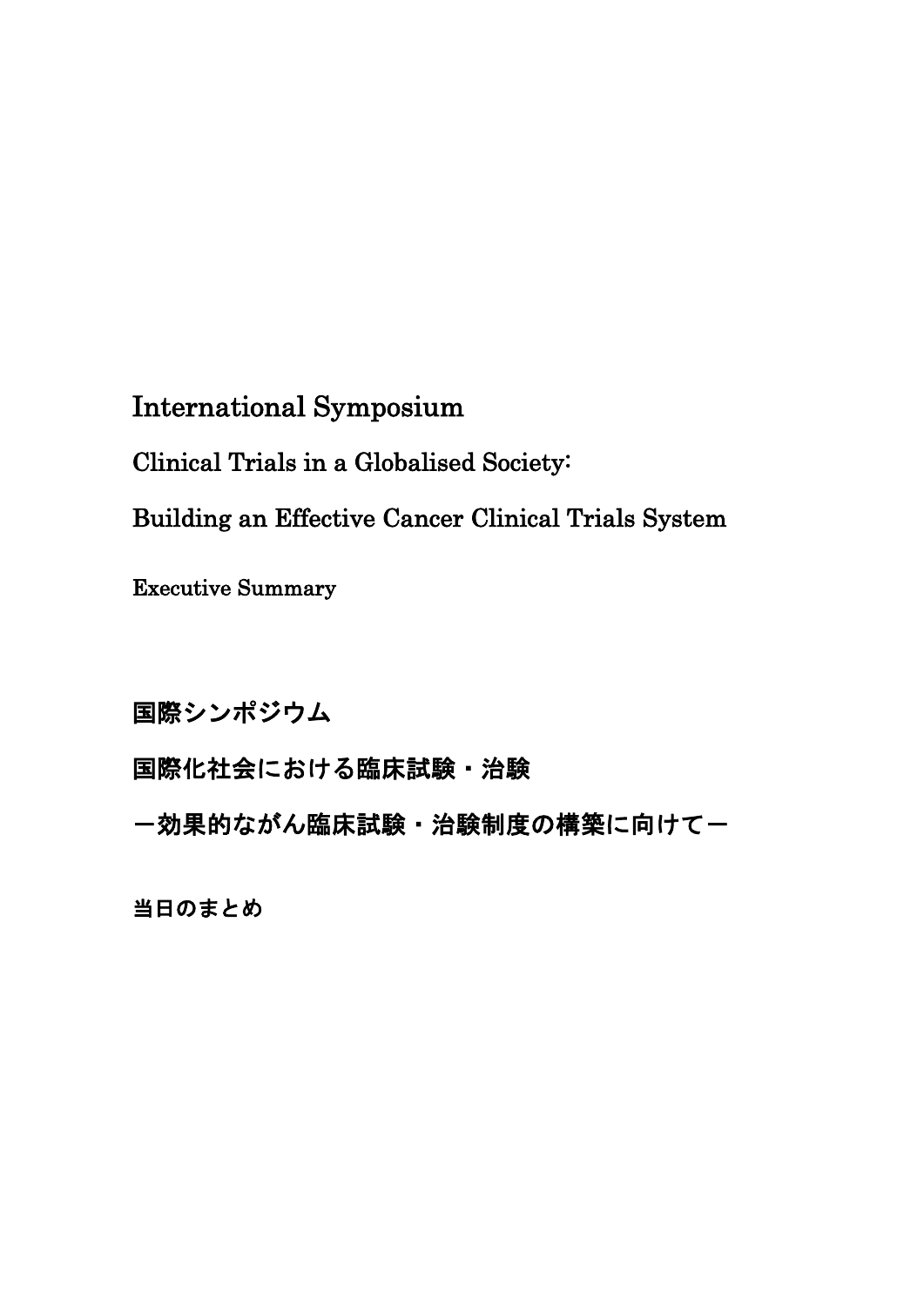# International Symposium

## Clinical Trials in a Globalised Society:

## Building an Effective Cancer Clinical Trials System

Executive Summary

# 国際シンポジウム

## 国際化社会における臨床試験・治験

## ー効果的ながん臨床試験・治験制度の構築に向けてー

**当日のまとめ**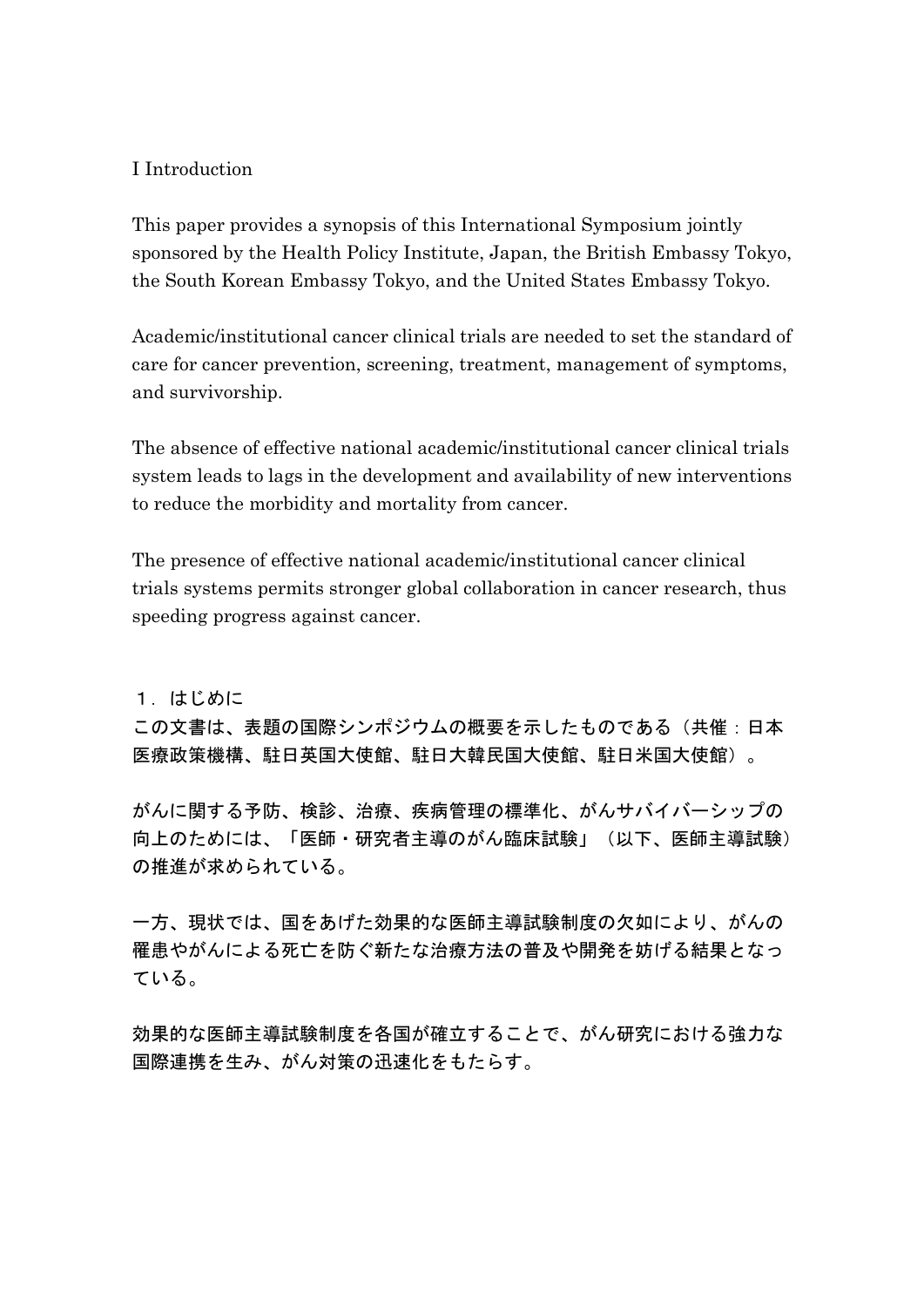## I Introduction

This paper provides a synopsis of this International Symposium jointly sponsored by the Health Policy Institute, Japan, the British Embassy Tokyo, the South Korean Embassy Tokyo, and the United States Embassy Tokyo.

Academic/institutional cancer clinical trials are needed to set the standard of care for cancer prevention, screening, treatment, management of symptoms, and survivorship.

The absence of effective national academic/institutional cancer clinical trials system leads to lags in the development and availability of new interventions to reduce the morbidity and mortality from cancer.

The presence of effective national academic/institutional cancer clinical trials systems permits stronger global collaboration in cancer research, thus speeding progress against cancer.

## １．はじめに

この文書は、表題の国際シンポジウムの概要を示したものである（共催：日本医療政策機構、駐日英国大使館、駐日大韓民国大使館、駐日米国大使館）。

がんに関する予防、検診、治療、疾病管理の標準化、がんサバイバーシップの向上のためには、「医師・研究者主導のがん臨床試験」（以下、医師主導試験）の推進が求められている。

一方、現状では、国をあげた効果的な医師主導試験制度の欠如により、がんの罹患やがんによる死亡を防ぐ新たな治療方法の普及や開発を妨げる結果となっている。

効果的な医師主導試験制度を各国が確立することで、がん研究における強力な国際連携を生み、がん対策の迅速化をもたらす。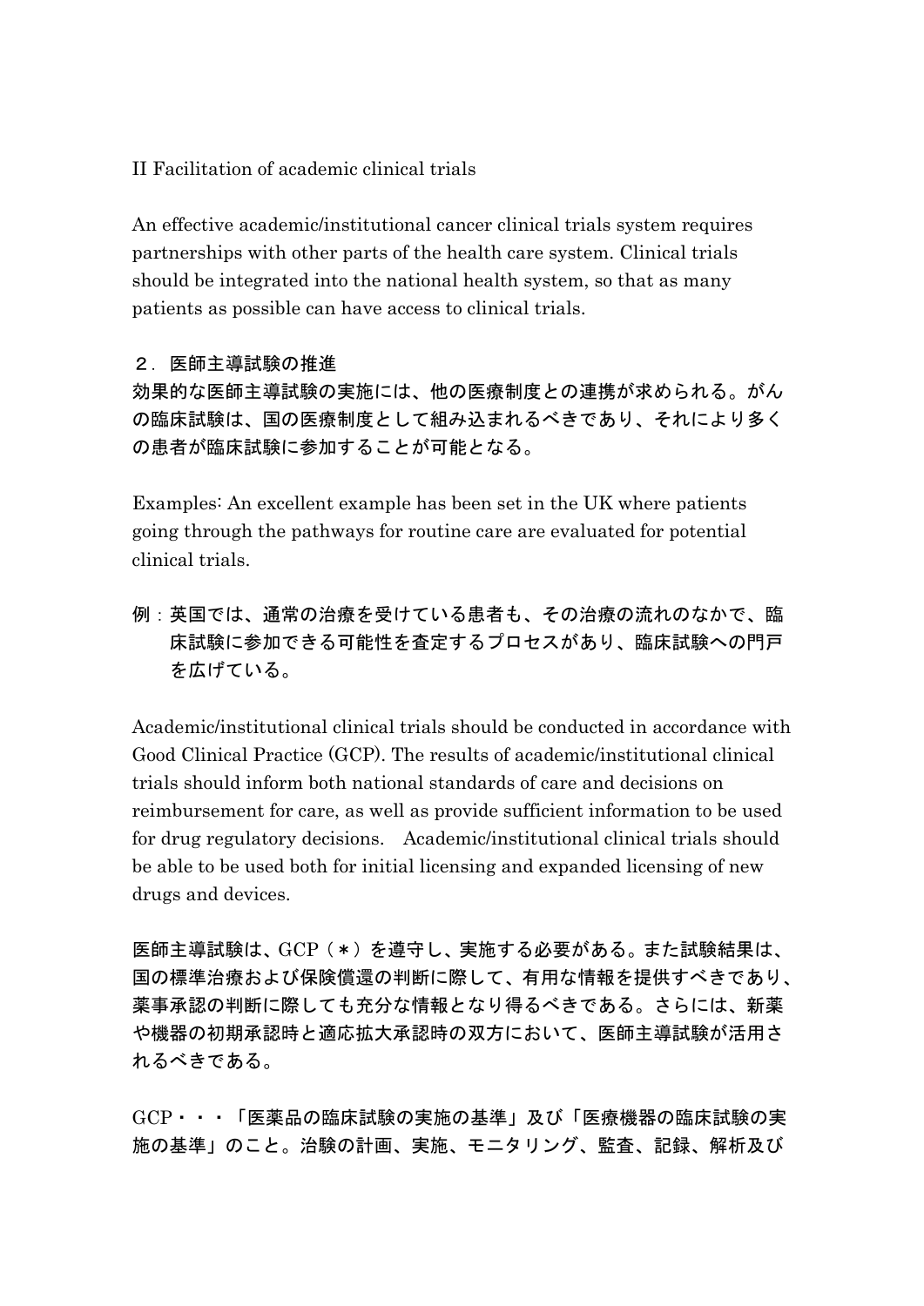## II Facilitation of academic clinical trials

An effective academic/institutional cancer clinical trials system requires partnerships with other parts of the health care system. Clinical trials should be integrated into the national health system, so that as many patients as possible can have access to clinical trials.

## ２．医師主導試験の推進

効果的な医師主導試験の実施には、他の医療制度との連携が求められる。がんの臨床試験は、国の医療制度として組み込まれるべきであり、それにより多くの患者が臨床試験に参加することが可能となる。

Examples: An excellent example has been set in the UK where patients going through the pathways for routine care are evaluated for potential clinical trials.

例：英国では、通常の治療を受けている患者も、その治療の流れのなかで、臨床試験に参加できる可能性を査定するプロセスがあり、臨床試験への門戸を広げている。

Academic/institutional clinical trials should be conducted in accordance with Good Clinical Practice (GCP). The results of academic/institutional clinical trials should inform both national standards of care and decisions on reimbursement for care, as well as provide sufficient information to be used for drug regulatory decisions.　Academic/institutional clinical trials should be able to be used both for initial licensing and expanded licensing of new drugs and devices.

医師主導試験は、GCP（＊）を遵守し、実施する必要がある。また試験結果は、国の標準治療および保険償還の判断に際して、有用な情報を提供すべきであり、薬事承認の判断に際しても充分な情報となり得るべきである。さらには、新薬や機器の初期承認時と適応拡大承認時の双方において、医師主導試験が活用されるべきである。

GCP・・・「医薬品の臨床試験の実施の基準」及び「医療機器の臨床試験の実施の基準」のこと。治験の計画、実施、モニタリング、監査、記録、解析及び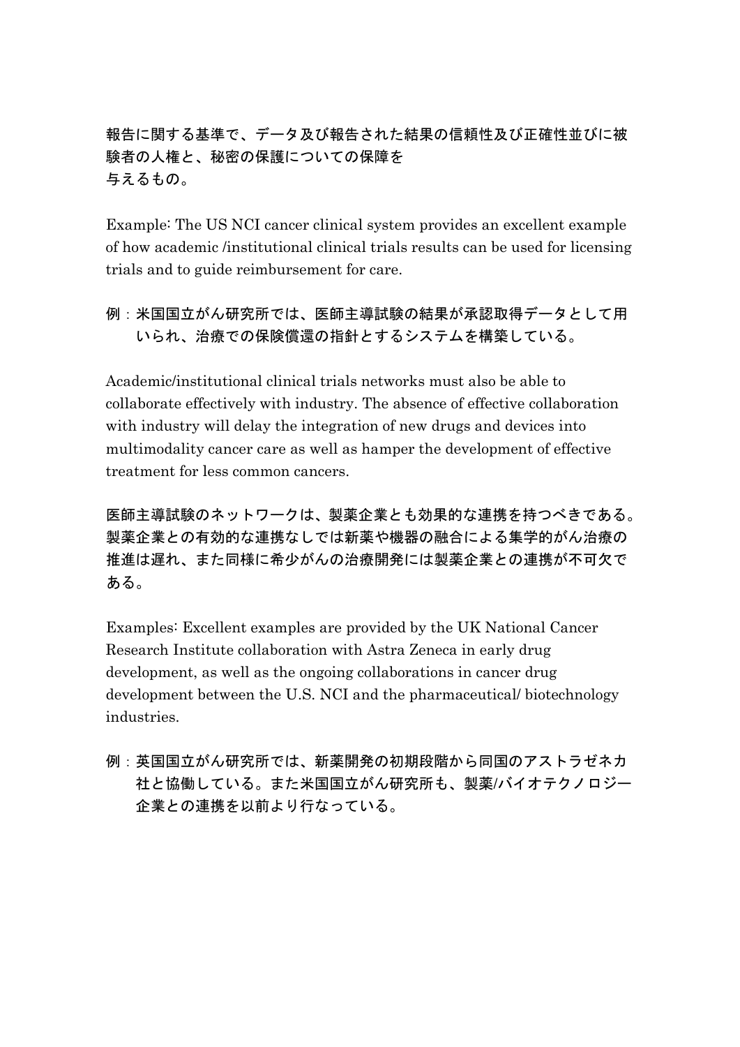報告に関する基準で、データ及び報告された結果の信頼性及び正確性並びに被験者の人権と、秘密の保護についての保障を
与えるもの。

Example: The US NCI cancer clinical system provides an excellent example of how academic /institutional clinical trials results can be used for licensing trials and to guide reimbursement for care.

例：米国国立がん研究所では、医師主導試験の結果が承認取得データとして用いられ、治療での保険償還の指針とするシステムを構築している。

Academic/institutional clinical trials networks must also be able to collaborate effectively with industry. The absence of effective collaboration with industry will delay the integration of new drugs and devices into multimodality cancer care as well as hamper the development of effective treatment for less common cancers.

医師主導試験のネットワークは、製薬企業とも効果的な連携を持つべきである。製薬企業との有効的な連携なしでは新薬や機器の融合による集学的がん治療の推進は遅れ、また同様に希少がんの治療開発には製薬企業との連携が不可欠である。

Examples: Excellent examples are provided by the UK National Cancer Research Institute collaboration with Astra Zeneca in early drug development, as well as the ongoing collaborations in cancer drug development between the U.S. NCI and the pharmaceutical/ biotechnology industries.

例：英国国立がん研究所では、新薬開発の初期段階から同国のアストラゼネカ社と協働している。また米国国立がん研究所も、製薬/バイオテクノロジー企業との連携を以前より行なっている。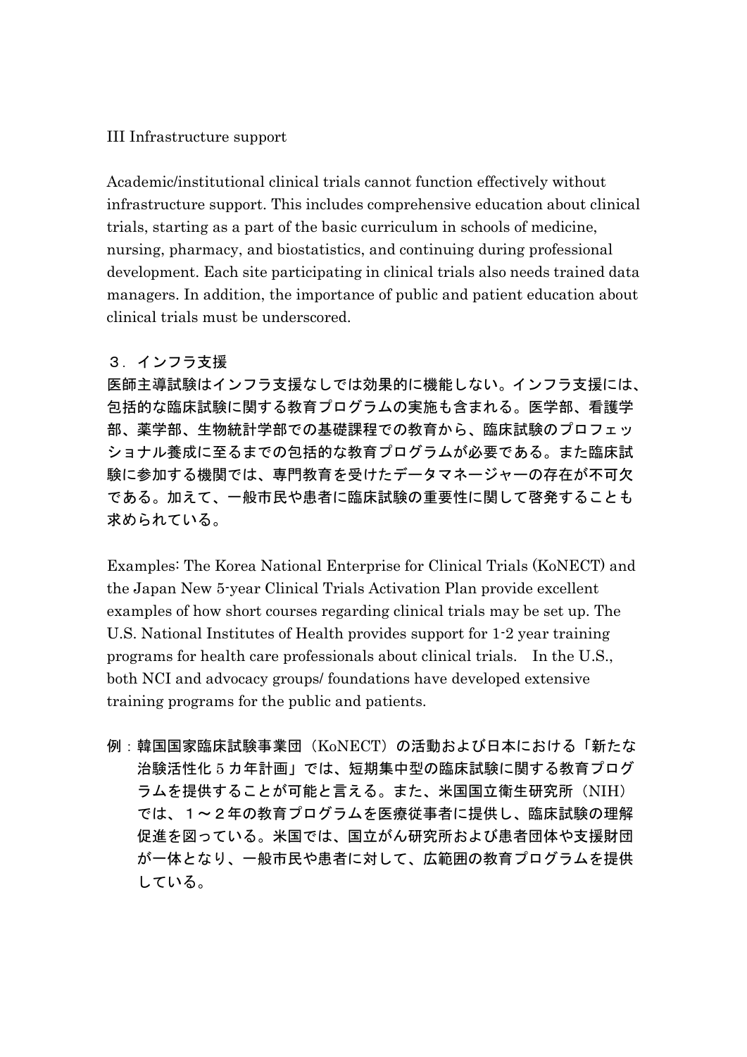## III Infrastructure support

Academic/institutional clinical trials cannot function effectively without infrastructure support. This includes comprehensive education about clinical trials, starting as a part of the basic curriculum in schools of medicine, nursing, pharmacy, and biostatistics, and continuing during professional development. Each site participating in clinical trials also needs trained data managers. In addition, the importance of public and patient education about clinical trials must be underscored.

## ３．インフラ支援

医師主導試験はインフラ支援なしでは効果的に機能しない。インフラ支援には、包括的な臨床試験に関する教育プログラムの実施も含まれる。医学部、看護学部、薬学部、生物統計学部での基礎課程での教育から、臨床試験のプロフェッショナル養成に至るまでの包括的な教育プログラムが必要である。また臨床試験に参加する機関では、専門教育を受けたデータマネージャーの存在が不可欠である。加えて、一般市民や患者に臨床試験の重要性に関して啓発することも求められている。

Examples: The Korea National Enterprise for Clinical Trials (KoNECT) and the Japan New 5-year Clinical Trials Activation Plan provide excellent examples of how short courses regarding clinical trials may be set up. The U.S. National Institutes of Health provides support for 1-2 year training programs for health care professionals about clinical trials. In the U.S., both NCI and advocacy groups/ foundations have developed extensive training programs for the public and patients.

例：韓国国家臨床試験事業団（KoNECT）の活動および日本における「新たな治験活性化５カ年計画」では、短期集中型の臨床試験に関する教育プログラムを提供することが可能と言える。また、米国国立衛生研究所（NIH）では、１～２年の教育プログラムを医療従事者に提供し、臨床試験の理解促進を図っている。米国では、国立がん研究所および患者団体や支援財団が一体となり、一般市民や患者に対して、広範囲の教育プログラムを提供している。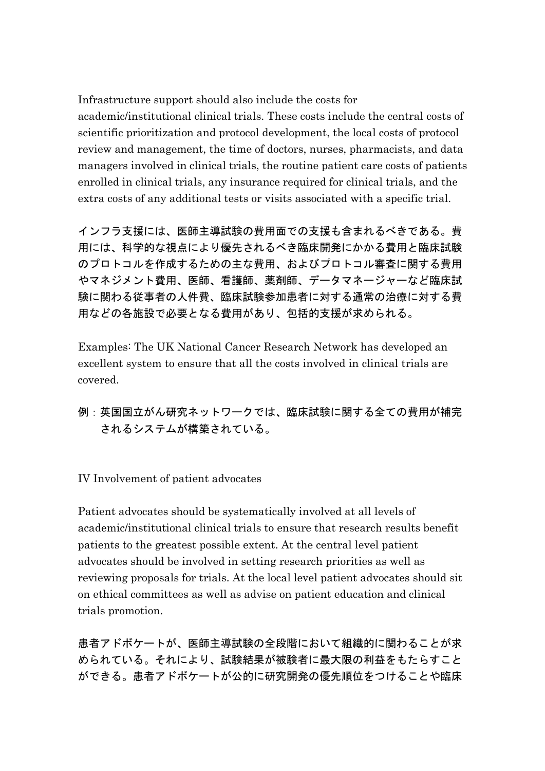Infrastructure support should also include the costs for academic/institutional clinical trials. These costs include the central costs of scientific prioritization and protocol development, the local costs of protocol review and management, the time of doctors, nurses, pharmacists, and data managers involved in clinical trials, the routine patient care costs of patients enrolled in clinical trials, any insurance required for clinical trials, and the extra costs of any additional tests or visits associated with a specific trial.

インフラ支援には、医師主導試験の費用面での支援も含まれるべきである。費用には、科学的な視点により優先されるべき臨床開発にかかる費用と臨床試験のプロトコルを作成するための主な費用、およびプロトコル審査に関する費用やマネジメント費用、医師、看護師、薬剤師、データマネージャーなど臨床試験に関わる従事者の人件費、臨床試験参加患者に対する通常の治療に対する費用などの各施設で必要となる費用があり、包括的支援が求められる。

Examples: The UK National Cancer Research Network has developed an excellent system to ensure that all the costs involved in clinical trials are covered.

例：英国国立がん研究ネットワークでは、臨床試験に関する全ての費用が補完されるシステムが構築されている。

## IV Involvement of patient advocates

Patient advocates should be systematically involved at all levels of academic/institutional clinical trials to ensure that research results benefit patients to the greatest possible extent. At the central level patient advocates should be involved in setting research priorities as well as reviewing proposals for trials. At the local level patient advocates should sit on ethical committees as well as advise on patient education and clinical trials promotion.

患者アドボケートが、医師主導試験の全段階において組織的に関わることが求められている。それにより、試験結果が被験者に最大限の利益をもたらすことができる。患者アドボケートが公的に研究開発の優先順位をつけることや臨床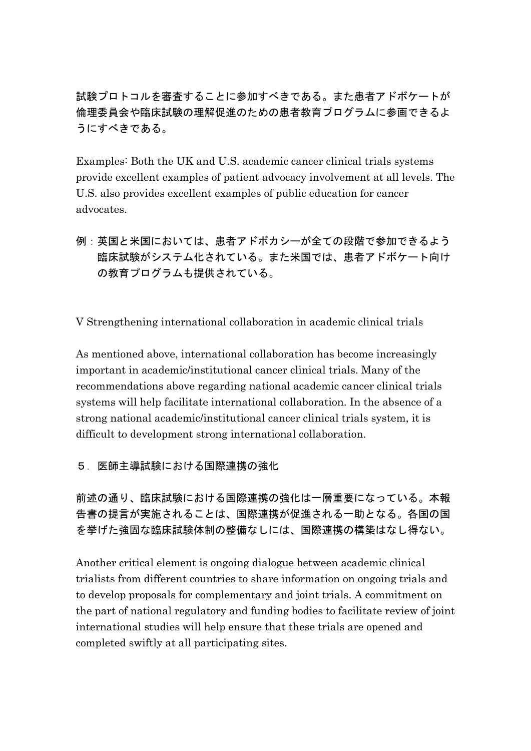試験プロトコルを審査することに参加すべきである。また患者アドボケートが倫理委員会や臨床試験の理解促進のための患者教育プログラムに参画できるようにすべきである。

Examples: Both the UK and U.S. academic cancer clinical trials systems provide excellent examples of patient advocacy involvement at all levels. The U.S. also provides excellent examples of public education for cancer advocates.

例：英国と米国においては、患者アドボカシーが全ての段階で参加できるよう臨床試験がシステム化されている。また米国では、患者アドボケート向けの教育プログラムも提供されている。

## V Strengthening international collaboration in academic clinical trials

As mentioned above, international collaboration has become increasingly important in academic/institutional cancer clinical trials. Many of the recommendations above regarding national academic cancer clinical trials systems will help facilitate international collaboration. In the absence of a strong national academic/institutional cancer clinical trials system, it is difficult to development strong international collaboration.

## ５．医師主導試験における国際連携の強化

前述の通り、臨床試験における国際連携の強化は一層重要になっている。本報告書の提言が実施されることは、国際連携が促進される一助となる。各国の国を挙げた強固な臨床試験体制の整備なしには、国際連携の構築はなし得ない。

Another critical element is ongoing dialogue between academic clinical trialists from different countries to share information on ongoing trials and to develop proposals for complementary and joint trials. A commitment on the part of national regulatory and funding bodies to facilitate review of joint international studies will help ensure that these trials are opened and completed swiftly at all participating sites.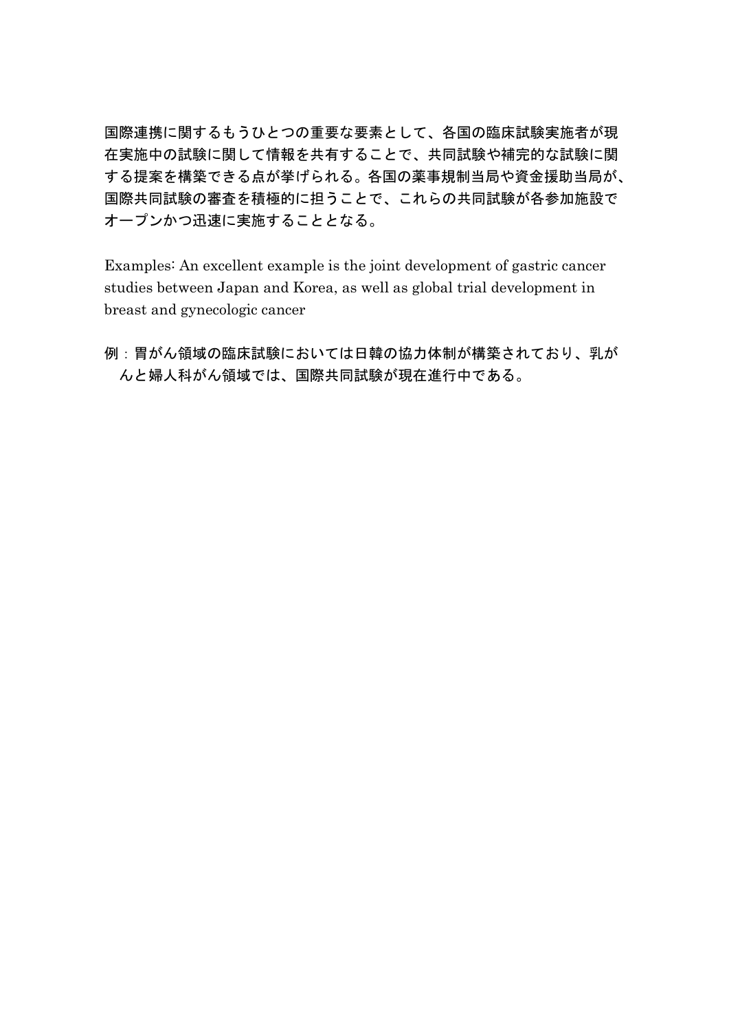国際連携に関するもうひとつの重要な要素として、各国の臨床試験実施者が現在実施中の試験に関して情報を共有することで、共同試験や補完的な試験に関する提案を構築できる点が挙げられる。各国の薬事規制当局や資金援助当局が、国際共同試験の審査を積極的に担うことで、これらの共同試験が各参加施設でオープンかつ迅速に実施することとなる。

Examples: An excellent example is the joint development of gastric cancer studies between Japan and Korea, as well as global trial development in breast and gynecologic cancer

例：胃がん領域の臨床試験においては日韓の協力体制が構築されており、乳がんと婦人科がん領域では、国際共同試験が現在進行中である。